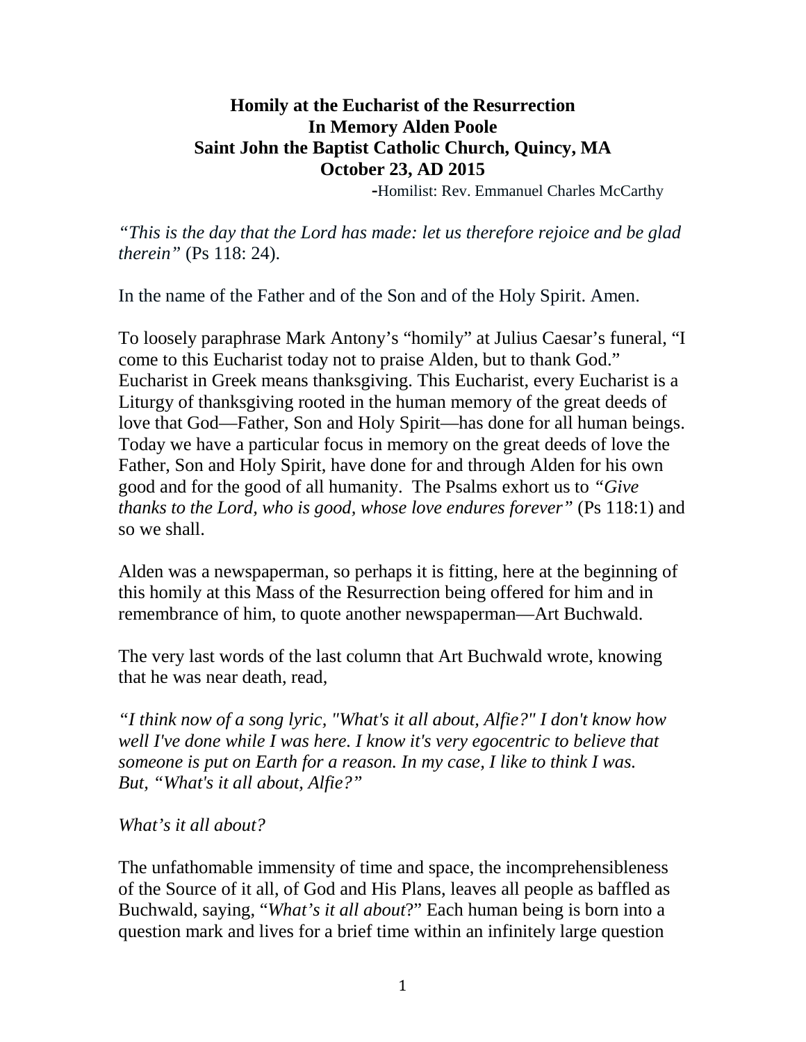**Homily at the Eucharist of the Resurrection**
**In Memory Alden Poole**
**Saint John the Baptist Catholic Church, Quincy, MA**
**October 23, AD 2015**

-Homilist: Rev. Emmanuel Charles McCarthy

*"This is the day that the Lord has made: let us therefore rejoice and be glad therein"* (Ps 118: 24).

In the name of the Father and of the Son and of the Holy Spirit. Amen.

To loosely paraphrase Mark Antony's "homily" at Julius Caesar's funeral, "I come to this Eucharist today not to praise Alden, but to thank God." Eucharist in Greek means thanksgiving. This Eucharist, every Eucharist is a Liturgy of thanksgiving rooted in the human memory of the great deeds of love that God—Father, Son and Holy Spirit—has done for all human beings. Today we have a particular focus in memory on the great deeds of love the Father, Son and Holy Spirit, have done for and through Alden for his own good and for the good of all humanity. The Psalms exhort us to *"Give thanks to the Lord, who is good, whose love endures forever"* (Ps 118:1) and so we shall.

Alden was a newspaperman, so perhaps it is fitting, here at the beginning of this homily at this Mass of the Resurrection being offered for him and in remembrance of him, to quote another newspaperman—Art Buchwald.

The very last words of the last column that Art Buchwald wrote, knowing that he was near death, read,

*"I think now of a song lyric, "What's it all about, Alfie?" I don't know how well I've done while I was here. I know it's very egocentric to believe that someone is put on Earth for a reason. In my case, I like to think I was. But, "What's it all about, Alfie?"*

*What's it all about?*

The unfathomable immensity of time and space, the incomprehensibleness of the Source of it all, of God and His Plans, leaves all people as baffled as Buchwald, saying, "*What's it all about*?" Each human being is born into a question mark and lives for a brief time within an infinitely large question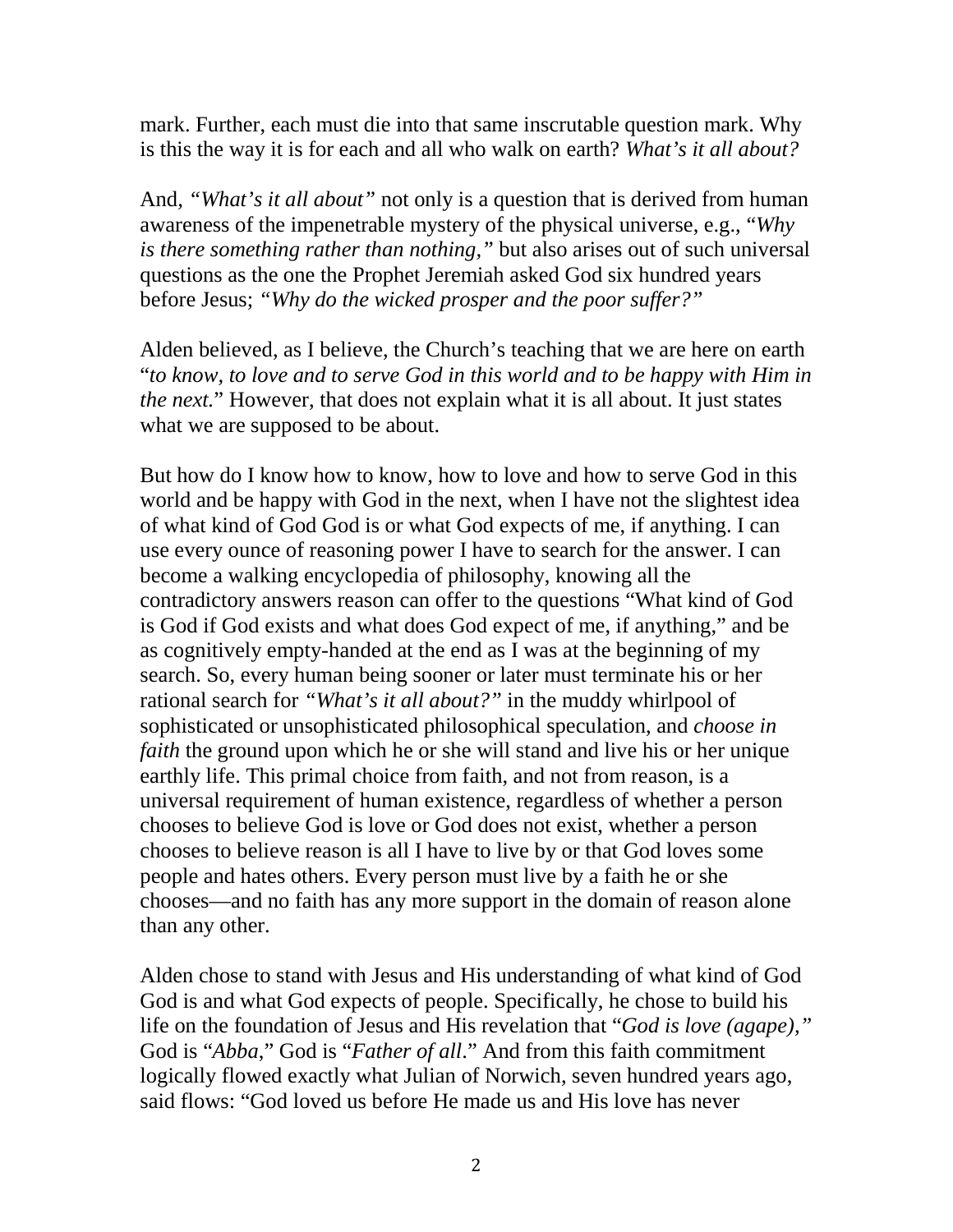mark. Further, each must die into that same inscrutable question mark. Why is this the way it is for each and all who walk on earth? *What's it all about?*

And, *"What's it all about"* not only is a question that is derived from human awareness of the impenetrable mystery of the physical universe, e.g., "*Why is there something rather than nothing,"* but also arises out of such universal questions as the one the Prophet Jeremiah asked God six hundred years before Jesus; *"Why do the wicked prosper and the poor suffer?"*

Alden believed, as I believe, the Church's teaching that we are here on earth "*to know, to love and to serve God in this world and to be happy with Him in the next.*" However, that does not explain what it is all about. It just states what we are supposed to be about.

But how do I know how to know, how to love and how to serve God in this world and be happy with God in the next, when I have not the slightest idea of what kind of God God is or what God expects of me, if anything. I can use every ounce of reasoning power I have to search for the answer. I can become a walking encyclopedia of philosophy, knowing all the contradictory answers reason can offer to the questions "What kind of God is God if God exists and what does God expect of me, if anything," and be as cognitively empty-handed at the end as I was at the beginning of my search. So, every human being sooner or later must terminate his or her rational search for *"What's it all about?"* in the muddy whirlpool of sophisticated or unsophisticated philosophical speculation, and *choose in faith* the ground upon which he or she will stand and live his or her unique earthly life. This primal choice from faith, and not from reason, is a universal requirement of human existence, regardless of whether a person chooses to believe God is love or God does not exist, whether a person chooses to believe reason is all I have to live by or that God loves some people and hates others. Every person must live by a faith he or she chooses—and no faith has any more support in the domain of reason alone than any other.

Alden chose to stand with Jesus and His understanding of what kind of God God is and what God expects of people. Specifically, he chose to build his life on the foundation of Jesus and His revelation that "*God is love (agape),"* God is "*Abba,*" God is "*Father of all*." And from this faith commitment logically flowed exactly what Julian of Norwich, seven hundred years ago, said flows: "God loved us before He made us and His love has never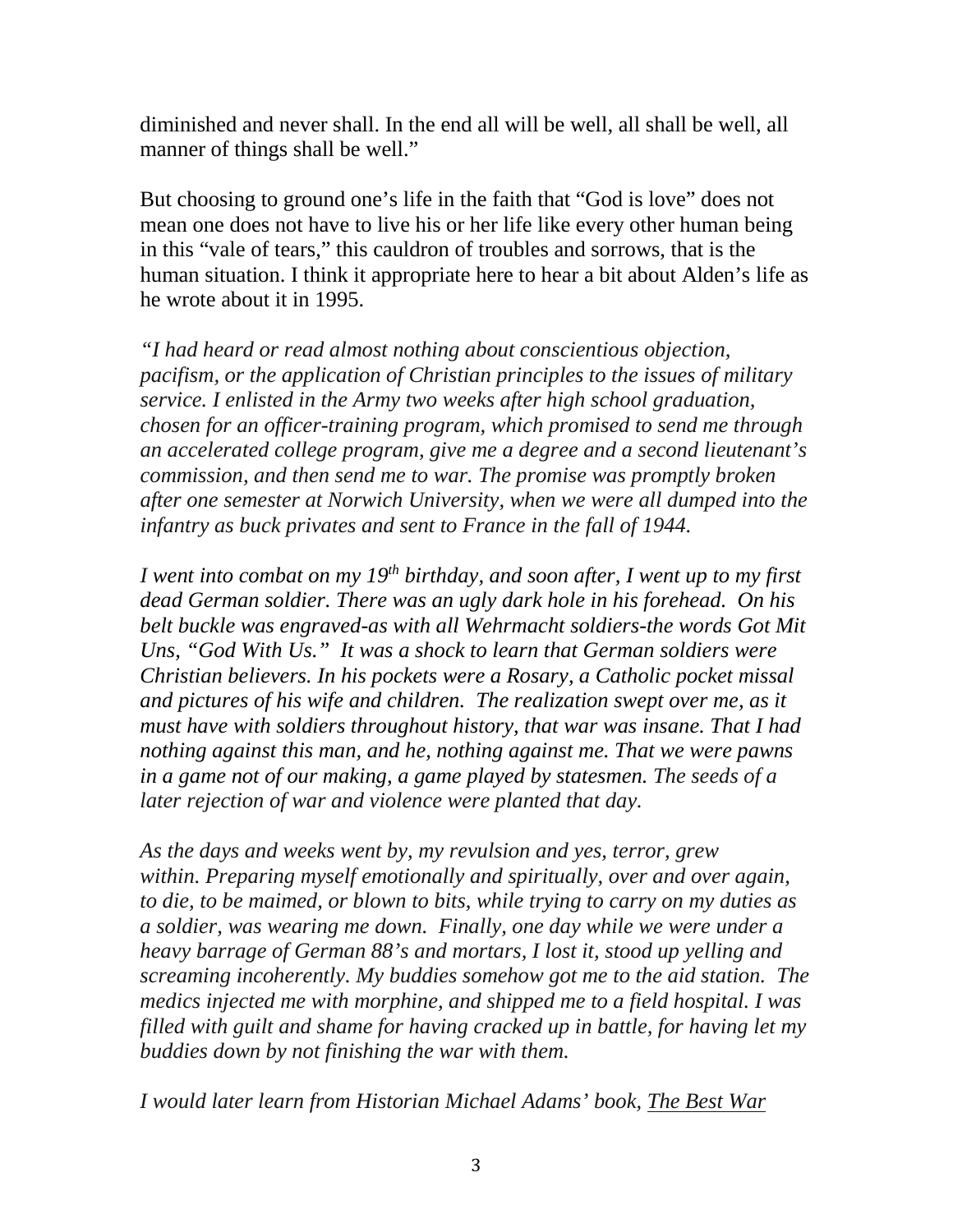diminished and never shall. In the end all will be well, all shall be well, all manner of things shall be well."

But choosing to ground one's life in the faith that "God is love" does not mean one does not have to live his or her life like every other human being in this "vale of tears," this cauldron of troubles and sorrows, that is the human situation. I think it appropriate here to hear a bit about Alden's life as he wrote about it in 1995.

*"I had heard or read almost nothing about conscientious objection, pacifism, or the application of Christian principles to the issues of military service. I enlisted in the Army two weeks after high school graduation, chosen for an officer-training program, which promised to send me through an accelerated college program, give me a degree and a second lieutenant's commission, and then send me to war. The promise was promptly broken after one semester at Norwich University, when we were all dumped into the infantry as buck privates and sent to France in the fall of 1944.*

*I went into combat on my 19th birthday, and soon after, I went up to my first dead German soldier. There was an ugly dark hole in his forehead. On his belt buckle was engraved-as with all Wehrmacht soldiers-the words Got Mit Uns, "God With Us." It was a shock to learn that German soldiers were Christian believers. In his pockets were a Rosary, a Catholic pocket missal and pictures of his wife and children. The realization swept over me, as it must have with soldiers throughout history, that war was insane. That I had nothing against this man, and he, nothing against me. That we were pawns in a game not of our making, a game played by statesmen. The seeds of a later rejection of war and violence were planted that day.*

*As the days and weeks went by, my revulsion and yes, terror, grew within. Preparing myself emotionally and spiritually, over and over again, to die, to be maimed, or blown to bits, while trying to carry on my duties as a soldier, was wearing me down. Finally, one day while we were under a heavy barrage of German 88's and mortars, I lost it, stood up yelling and screaming incoherently. My buddies somehow got me to the aid station. The medics injected me with morphine, and shipped me to a field hospital. I was filled with guilt and shame for having cracked up in battle, for having let my buddies down by not finishing the war with them.*

*I would later learn from Historian Michael Adams' book, <u>The Best War</u>*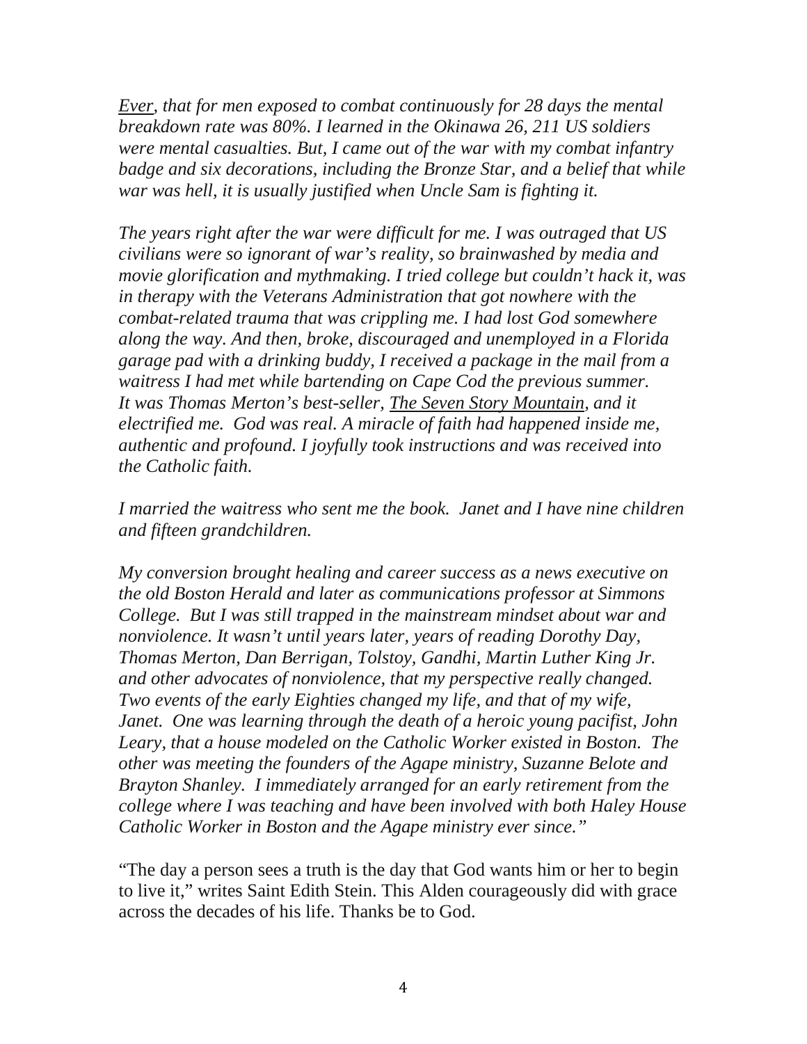*Ever, that for men exposed to combat continuously for 28 days the mental breakdown rate was 80%. I learned in the Okinawa 26, 211 US soldiers were mental casualties. But, I came out of the war with my combat infantry badge and six decorations, including the Bronze Star, and a belief that while war was hell, it is usually justified when Uncle Sam is fighting it.*

*The years right after the war were difficult for me. I was outraged that US civilians were so ignorant of war's reality, so brainwashed by media and movie glorification and mythmaking. I tried college but couldn't hack it, was in therapy with the Veterans Administration that got nowhere with the combat-related trauma that was crippling me. I had lost God somewhere along the way. And then, broke, discouraged and unemployed in a Florida garage pad with a drinking buddy, I received a package in the mail from a waitress I had met while bartending on Cape Cod the previous summer. It was Thomas Merton's best-seller, The Seven Story Mountain, and it electrified me. God was real. A miracle of faith had happened inside me, authentic and profound. I joyfully took instructions and was received into the Catholic faith.*

*I married the waitress who sent me the book. Janet and I have nine children and fifteen grandchildren.*

*My conversion brought healing and career success as a news executive on the old Boston Herald and later as communications professor at Simmons College. But I was still trapped in the mainstream mindset about war and nonviolence. It wasn't until years later, years of reading Dorothy Day, Thomas Merton, Dan Berrigan, Tolstoy, Gandhi, Martin Luther King Jr. and other advocates of nonviolence, that my perspective really changed. Two events of the early Eighties changed my life, and that of my wife, Janet. One was learning through the death of a heroic young pacifist, John Leary, that a house modeled on the Catholic Worker existed in Boston. The other was meeting the founders of the Agape ministry, Suzanne Belote and Brayton Shanley. I immediately arranged for an early retirement from the college where I was teaching and have been involved with both Haley House Catholic Worker in Boston and the Agape ministry ever since."*

"The day a person sees a truth is the day that God wants him or her to begin to live it," writes Saint Edith Stein. This Alden courageously did with grace across the decades of his life. Thanks be to God.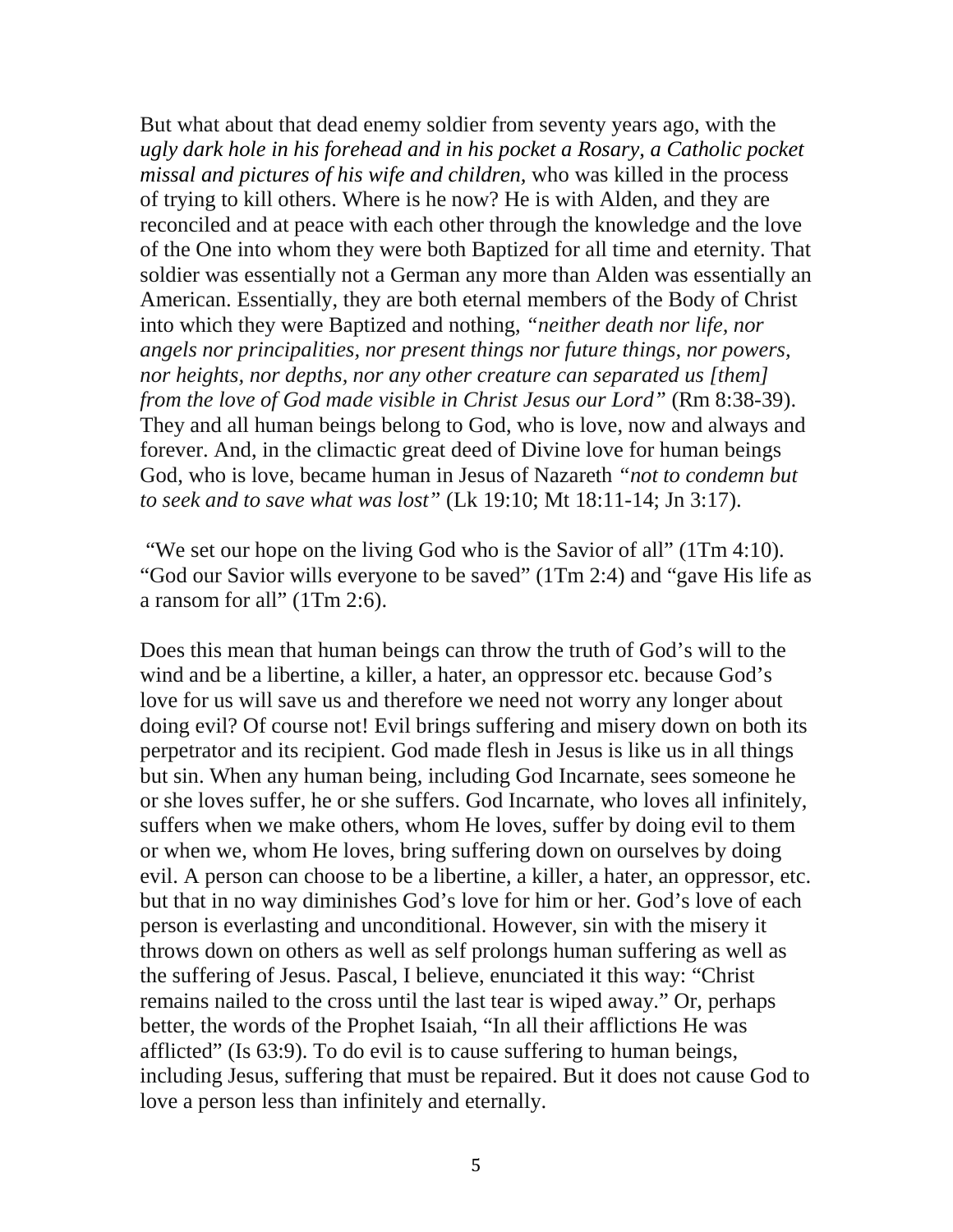But what about that dead enemy soldier from seventy years ago, with the *ugly dark hole in his forehead and in his pocket a Rosary, a Catholic pocket missal and pictures of his wife and children,* who was killed in the process of trying to kill others. Where is he now? He is with Alden, and they are reconciled and at peace with each other through the knowledge and the love of the One into whom they were both Baptized for all time and eternity. That soldier was essentially not a German any more than Alden was essentially an American. Essentially, they are both eternal members of the Body of Christ into which they were Baptized and nothing, *"neither death nor life, nor angels nor principalities, nor present things nor future things, nor powers, nor heights, nor depths, nor any other creature can separated us [them] from the love of God made visible in Christ Jesus our Lord"* (Rm 8:38-39). They and all human beings belong to God, who is love, now and always and forever. And, in the climactic great deed of Divine love for human beings God, who is love, became human in Jesus of Nazareth *"not to condemn but to seek and to save what was lost"* (Lk 19:10; Mt 18:11-14; Jn 3:17).

"We set our hope on the living God who is the Savior of all" (1Tm 4:10). "God our Savior wills everyone to be saved" (1Tm 2:4) and "gave His life as a ransom for all" (1Tm 2:6).

Does this mean that human beings can throw the truth of God's will to the wind and be a libertine, a killer, a hater, an oppressor etc. because God's love for us will save us and therefore we need not worry any longer about doing evil? Of course not! Evil brings suffering and misery down on both its perpetrator and its recipient. God made flesh in Jesus is like us in all things but sin. When any human being, including God Incarnate, sees someone he or she loves suffer, he or she suffers. God Incarnate, who loves all infinitely, suffers when we make others, whom He loves, suffer by doing evil to them or when we, whom He loves, bring suffering down on ourselves by doing evil. A person can choose to be a libertine, a killer, a hater, an oppressor, etc. but that in no way diminishes God's love for him or her. God's love of each person is everlasting and unconditional. However, sin with the misery it throws down on others as well as self prolongs human suffering as well as the suffering of Jesus. Pascal, I believe, enunciated it this way: "Christ remains nailed to the cross until the last tear is wiped away." Or, perhaps better, the words of the Prophet Isaiah, "In all their afflictions He was afflicted" (Is 63:9). To do evil is to cause suffering to human beings, including Jesus, suffering that must be repaired. But it does not cause God to love a person less than infinitely and eternally.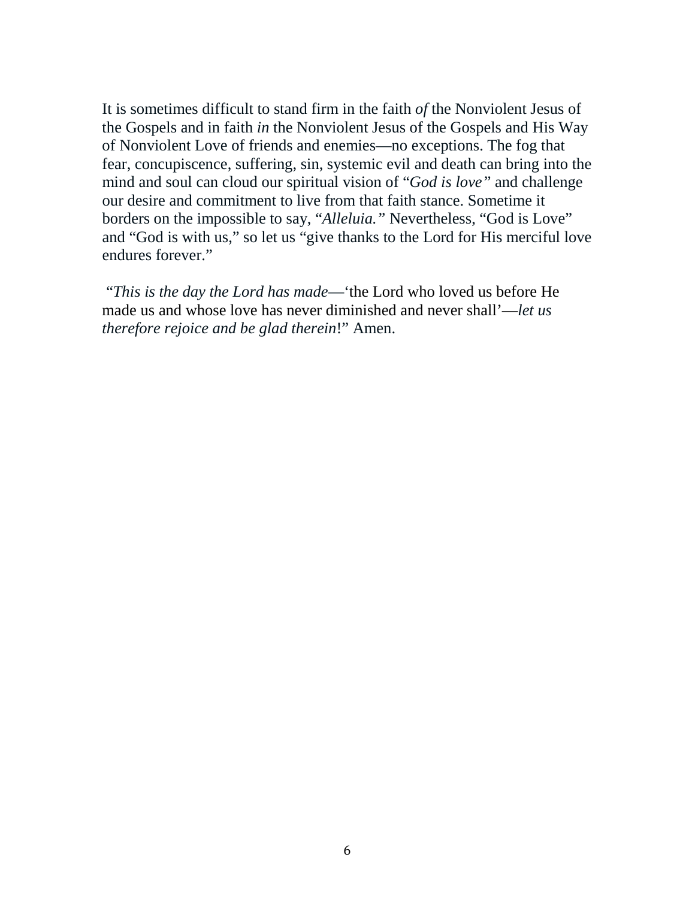It is sometimes difficult to stand firm in the faith *of* the Nonviolent Jesus of the Gospels and in faith *in* the Nonviolent Jesus of the Gospels and His Way of Nonviolent Love of friends and enemies—no exceptions. The fog that fear, concupiscence, suffering, sin, systemic evil and death can bring into the mind and soul can cloud our spiritual vision of "*God is love"* and challenge our desire and commitment to live from that faith stance. Sometime it borders on the impossible to say, "*Alleluia."* Nevertheless, "God is Love" and "God is with us," so let us "give thanks to the Lord for His merciful love endures forever."

"*This is the day the Lord has made*—'the Lord who loved us before He made us and whose love has never diminished and never shall'—*let us therefore rejoice and be glad therein*!" Amen.